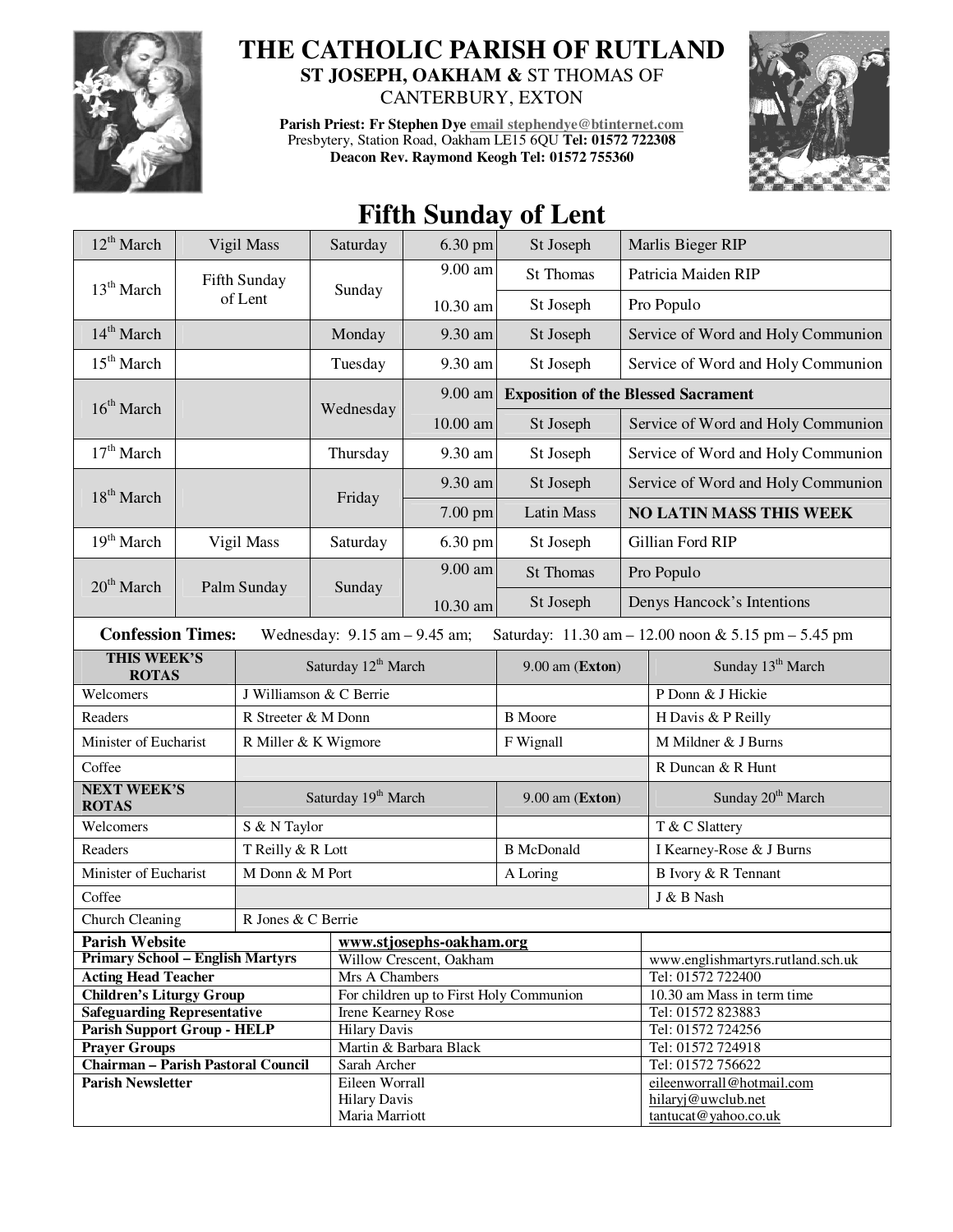# THE CATHOLIC PARISH OF RUTLAND

**ST JOSEPH, OAKHAM &** ST THOMAS OF CANTERBURY, EXTON

**Parish Priest: Fr Stephen Dye** email stephendye@btinternet.com
Presbytery, Station Road, Oakham LE15 6QU **Tel: 01572 722308**
**Deacon Rev. Raymond Keogh Tel: 01572 755360**

## Fifth Sunday of Lent

| Date | Occasion | Day | Time | Church | Intention |
|---|---|---|---|---|---|
| 12th March | Vigil Mass | Saturday | 6.30 pm | St Joseph | Marlis Bieger RIP |
| 13th March | Fifth Sunday of Lent | Sunday | 9.00 am | St Thomas | Patricia Maiden RIP |
| | | | 10.30 am | St Joseph | Pro Populo |
| 14th March | | Monday | 9.30 am | St Joseph | Service of Word and Holy Communion |
| 15th March | | Tuesday | 9.30 am | St Joseph | Service of Word and Holy Communion |
| 16th March | | Wednesday | 9.00 am | **Exposition of the Blessed Sacrament** | |
| | | | 10.00 am | St Joseph | Service of Word and Holy Communion |
| 17th March | | Thursday | 9.30 am | St Joseph | Service of Word and Holy Communion |
| 18th March | | Friday | 9.30 am | St Joseph | Service of Word and Holy Communion |
| | | | 7.00 pm | Latin Mass | **NO LATIN MASS THIS WEEK** |
| 19th March | Vigil Mass | Saturday | 6.30 pm | St Joseph | Gillian Ford RIP |
| 20th March | Palm Sunday | Sunday | 9.00 am | St Thomas | Pro Populo |
| | | | 10.30 am | St Joseph | Denys Hancock's Intentions |

**Confession Times:** Wednesday: 9.15 am – 9.45 am; Saturday: 11.30 am – 12.00 noon & 5.15 pm – 5.45 pm

| THIS WEEK'S ROTAS | Saturday 12th March | 9.00 am (**Exton**) | Sunday 13th March |
|---|---|---|---|
| Welcomers | J Williamson & C Berrie | | P Donn & J Hickie |
| Readers | R Streeter & M Donn | B Moore | H Davis & P Reilly |
| Minister of Eucharist | R Miller & K Wigmore | F Wignall | M Mildner & J Burns |
| Coffee | | | R Duncan & R Hunt |
| **NEXT WEEK'S ROTAS** | **Saturday 19th March** | **9.00 am (Exton)** | **Sunday 20th March** |
| Welcomers | S & N Taylor | | T & C Slattery |
| Readers | T Reilly & R Lott | B McDonald | I Kearney-Rose & J Burns |
| Minister of Eucharist | M Donn & M Port | A Loring | B Ivory & R Tennant |
| Coffee | | | J & B Nash |
| Church Cleaning | R Jones & C Berrie | | |

| | | |
|---|---|---|
| **Parish Website** | www.stjosephs-oakham.org | |
| **Primary School – English Martyrs** | Willow Crescent, Oakham | www.englishmartyrs.rutland.sch.uk |
| **Acting Head Teacher** | Mrs A Chambers | Tel: 01572 722400 |
| **Children's Liturgy Group** | For children up to First Holy Communion | 10.30 am Mass in term time |
| **Safeguarding Representative** | Irene Kearney Rose | Tel: 01572 823883 |
| **Parish Support Group - HELP** | Hilary Davis | Tel: 01572 724256 |
| **Prayer Groups** | Martin & Barbara Black | Tel: 01572 724918 |
| **Chairman – Parish Pastoral Council** | Sarah Archer | Tel: 01572 756622 |
| **Parish Newsletter** | Eileen Worrall<br>Hilary Davis<br>Maria Marriott | eileenworrall@hotmail.com<br>hilaryj@uwclub.net<br>tantucat@yahoo.co.uk |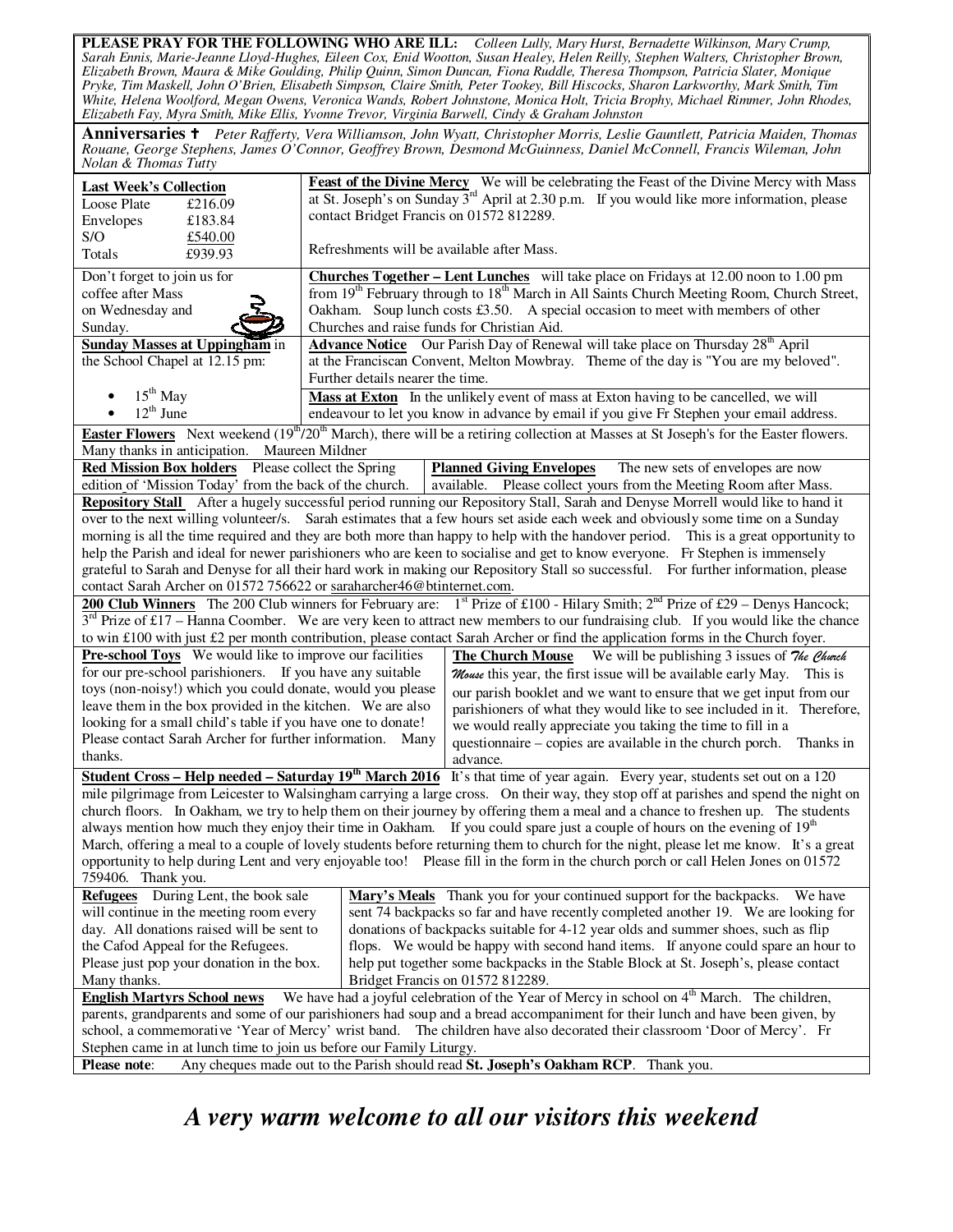**PLEASE PRAY FOR THE FOLLOWING WHO ARE ILL:** *Colleen Lully, Mary Hurst, Bernadette Wilkinson, Mary Crump, Sarah Ennis, Marie-Jeanne Lloyd-Hughes, Eileen Cox, Enid Wootton, Susan Healey, Helen Reilly, Stephen Walters, Christopher Brown, Elizabeth Brown, Maura & Mike Goulding, Philip Quinn, Simon Duncan, Fiona Ruddle, Theresa Thompson, Patricia Slater, Monique Pryke, Tim Maskell, John O'Brien, Elisabeth Simpson, Claire Smith, Peter Tookey, Bill Hiscocks, Sharon Larkworthy, Mark Smith, Tim White, Helena Woolford, Megan Owens, Veronica Wands, Robert Johnstone, Monica Holt, Tricia Brophy, Michael Rimmer, John Rhodes, Elizabeth Fay, Myra Smith, Mike Ellis, Yvonne Trevor, Virginia Barwell, Cindy & Graham Johnston*

**Anniversaries ✝** *Peter Rafferty, Vera Williamson, John Wyatt, Christopher Morris, Leslie Gauntlett, Patricia Maiden, Thomas Rouane, George Stephens, James O'Connor, Geoffrey Brown, Desmond McGuinness, Daniel McConnell, Francis Wileman, John Nolan & Thomas Tutty*

**Last Week's Collection**

| | |
|---|---|
| Loose Plate | £216.09 |
| Envelopes | £183.84 |
| S/O | £540.00 |
| Totals | £939.93 |

**Feast of the Divine Mercy** We will be celebrating the Feast of the Divine Mercy with Mass at St. Joseph's on Sunday 3rd April at 2.30 p.m. If you would like more information, please contact Bridget Francis on 01572 812289.

Refreshments will be available after Mass.

Don't forget to join us for coffee after Mass on Wednesday and Sunday.

**Churches Together – Lent Lunches** will take place on Fridays at 12.00 noon to 1.00 pm from 19th February through to 18th March in All Saints Church Meeting Room, Church Street, Oakham. Soup lunch costs £3.50. A special occasion to meet with members of other Churches and raise funds for Christian Aid.

**Sunday Masses at Uppingham** in the School Chapel at 12.15 pm:

- 15th May
- 12th June

**Advance Notice** Our Parish Day of Renewal will take place on Thursday 28th April at the Franciscan Convent, Melton Mowbray. Theme of the day is "You are my beloved". Further details nearer the time.

**Mass at Exton** In the unlikely event of mass at Exton having to be cancelled, we will endeavour to let you know in advance by email if you give Fr Stephen your email address.

**Easter Flowers** Next weekend (19th/20th March), there will be a retiring collection at Masses at St Joseph's for the Easter flowers. Many thanks in anticipation. Maureen Mildner

**Red Mission Box holders** Please collect the Spring edition of 'Mission Today' from the back of the church.

**Planned Giving Envelopes** The new sets of envelopes are now available. Please collect yours from the Meeting Room after Mass.

**Repository Stall** After a hugely successful period running our Repository Stall, Sarah and Denyse Morrell would like to hand it over to the next willing volunteer/s. Sarah estimates that a few hours set aside each week and obviously some time on a Sunday morning is all the time required and they are both more than happy to help with the handover period. This is a great opportunity to help the Parish and ideal for newer parishioners who are keen to socialise and get to know everyone. Fr Stephen is immensely grateful to Sarah and Denyse for all their hard work in making our Repository Stall so successful. For further information, please contact Sarah Archer on 01572 756622 or saraharcher46@btinternet.com.

**200 Club Winners** The 200 Club winners for February are: 1st Prize of £100 - Hilary Smith; 2nd Prize of £29 – Denys Hancock; 3rd Prize of £17 – Hanna Coomber. We are very keen to attract new members to our fundraising club. If you would like the chance to win £100 with just £2 per month contribution, please contact Sarah Archer or find the application forms in the Church foyer.

**Pre-school Toys** We would like to improve our facilities for our pre-school parishioners. If you have any suitable toys (non-noisy!) which you could donate, would you please leave them in the box provided in the kitchen. We are also looking for a small child's table if you have one to donate! Please contact Sarah Archer for further information. Many thanks.

**The Church Mouse** We will be publishing 3 issues of *The Church Mouse* this year, the first issue will be available early May. This is our parish booklet and we want to ensure that we get input from our parishioners of what they would like to see included in it. Therefore, we would really appreciate you taking the time to fill in a questionnaire – copies are available in the church porch. Thanks in advance.

**Student Cross – Help needed – Saturday 19th March 2016** It's that time of year again. Every year, students set out on a 120 mile pilgrimage from Leicester to Walsingham carrying a large cross. On their way, they stop off at parishes and spend the night on church floors. In Oakham, we try to help them on their journey by offering them a meal and a chance to freshen up. The students always mention how much they enjoy their time in Oakham. If you could spare just a couple of hours on the evening of 19th March, offering a meal to a couple of lovely students before returning them to church for the night, please let me know. It's a great opportunity to help during Lent and very enjoyable too! Please fill in the form in the church porch or call Helen Jones on 01572 759406. Thank you.

**Refugees** During Lent, the book sale will continue in the meeting room every day. All donations raised will be sent to the Cafod Appeal for the Refugees. Please just pop your donation in the box. Many thanks.

**Mary's Meals** Thank you for your continued support for the backpacks. We have sent 74 backpacks so far and have recently completed another 19. We are looking for donations of backpacks suitable for 4-12 year olds and summer shoes, such as flip flops. We would be happy with second hand items. If anyone could spare an hour to help put together some backpacks in the Stable Block at St. Joseph's, please contact Bridget Francis on 01572 812289.

**English Martyrs School news** We have had a joyful celebration of the Year of Mercy in school on 4th March. The children, parents, grandparents and some of our parishioners had soup and a bread accompaniment for their lunch and have been given, by school, a commemorative 'Year of Mercy' wrist band. The children have also decorated their classroom 'Door of Mercy'. Fr Stephen came in at lunch time to join us before our Family Liturgy.

**Please note**: Any cheques made out to the Parish should read **St. Joseph's Oakham RCP**. Thank you.

***A very warm welcome to all our visitors this weekend***